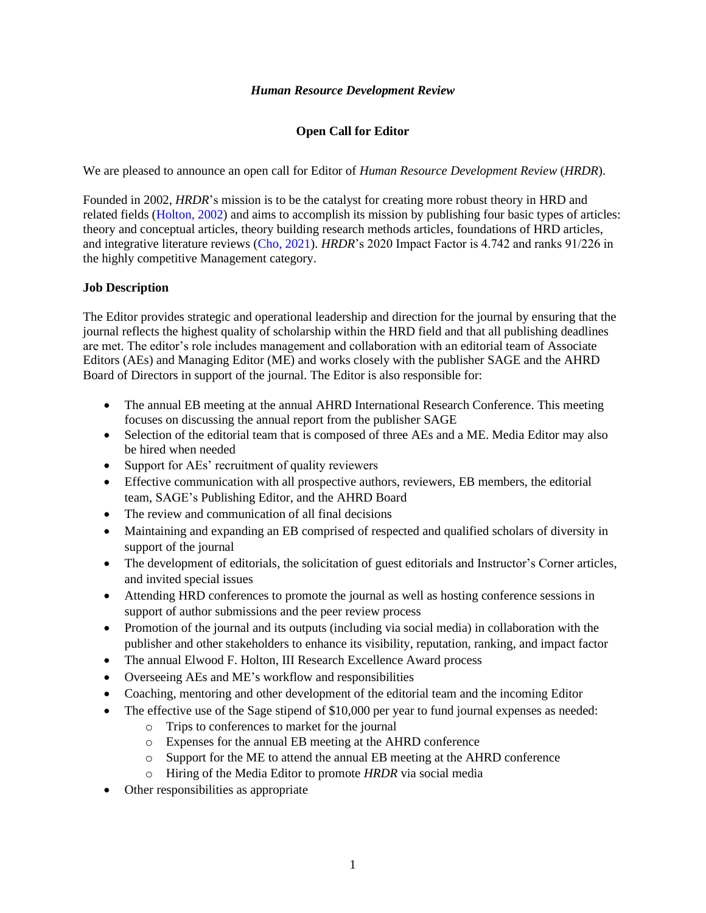***Human Resource Development Review***

**Open Call for Editor**

We are pleased to announce an open call for Editor of *Human Resource Development Review* (*HRDR*).

Founded in 2002, *HRDR*'s mission is to be the catalyst for creating more robust theory in HRD and related fields (Holton, 2002) and aims to accomplish its mission by publishing four basic types of articles: theory and conceptual articles, theory building research methods articles, foundations of HRD articles, and integrative literature reviews (Cho, 2021). *HRDR*'s 2020 Impact Factor is 4.742 and ranks 91/226 in the highly competitive Management category.

**Job Description**

The Editor provides strategic and operational leadership and direction for the journal by ensuring that the journal reflects the highest quality of scholarship within the HRD field and that all publishing deadlines are met. The editor's role includes management and collaboration with an editorial team of Associate Editors (AEs) and Managing Editor (ME) and works closely with the publisher SAGE and the AHRD Board of Directors in support of the journal. The Editor is also responsible for:

- The annual EB meeting at the annual AHRD International Research Conference. This meeting focuses on discussing the annual report from the publisher SAGE
- Selection of the editorial team that is composed of three AEs and a ME. Media Editor may also be hired when needed
- Support for AEs' recruitment of quality reviewers
- Effective communication with all prospective authors, reviewers, EB members, the editorial team, SAGE's Publishing Editor, and the AHRD Board
- The review and communication of all final decisions
- Maintaining and expanding an EB comprised of respected and qualified scholars of diversity in support of the journal
- The development of editorials, the solicitation of guest editorials and Instructor's Corner articles, and invited special issues
- Attending HRD conferences to promote the journal as well as hosting conference sessions in support of author submissions and the peer review process
- Promotion of the journal and its outputs (including via social media) in collaboration with the publisher and other stakeholders to enhance its visibility, reputation, ranking, and impact factor
- The annual Elwood F. Holton, III Research Excellence Award process
- Overseeing AEs and ME's workflow and responsibilities
- Coaching, mentoring and other development of the editorial team and the incoming Editor
- The effective use of the Sage stipend of $10,000 per year to fund journal expenses as needed:
    - Trips to conferences to market for the journal
    - Expenses for the annual EB meeting at the AHRD conference
    - Support for the ME to attend the annual EB meeting at the AHRD conference
    - Hiring of the Media Editor to promote *HRDR* via social media
- Other responsibilities as appropriate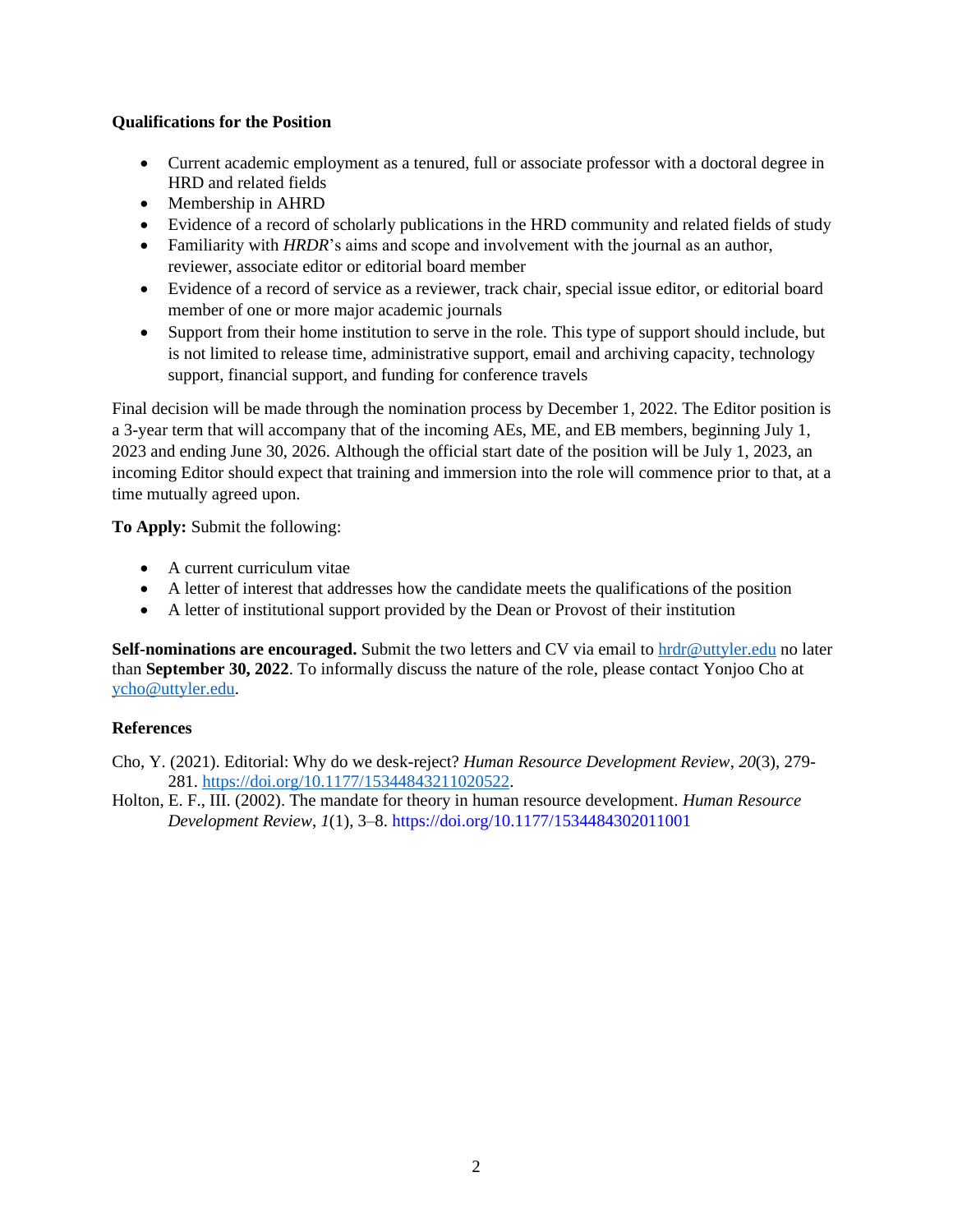**Qualifications for the Position**

- Current academic employment as a tenured, full or associate professor with a doctoral degree in HRD and related fields
- Membership in AHRD
- Evidence of a record of scholarly publications in the HRD community and related fields of study
- Familiarity with *HRDR*'s aims and scope and involvement with the journal as an author, reviewer, associate editor or editorial board member
- Evidence of a record of service as a reviewer, track chair, special issue editor, or editorial board member of one or more major academic journals
- Support from their home institution to serve in the role. This type of support should include, but is not limited to release time, administrative support, email and archiving capacity, technology support, financial support, and funding for conference travels

Final decision will be made through the nomination process by December 1, 2022. The Editor position is a 3-year term that will accompany that of the incoming AEs, ME, and EB members, beginning July 1, 2023 and ending June 30, 2026. Although the official start date of the position will be July 1, 2023, an incoming Editor should expect that training and immersion into the role will commence prior to that, at a time mutually agreed upon.

**To Apply:** Submit the following:

- A current curriculum vitae
- A letter of interest that addresses how the candidate meets the qualifications of the position
- A letter of institutional support provided by the Dean or Provost of their institution

**Self-nominations are encouraged.** Submit the two letters and CV via email to hrdr@uttyler.edu no later than **September 30, 2022**. To informally discuss the nature of the role, please contact Yonjoo Cho at ycho@uttyler.edu.

**References**

Cho, Y. (2021). Editorial: Why do we desk-reject? *Human Resource Development Review*, *20*(3), 279-281. https://doi.org/10.1177/15344843211020522.

Holton, E. F., III. (2002). The mandate for theory in human resource development. *Human Resource Development Review*, *1*(1), 3–8. https://doi.org/10.1177/1534484302011001